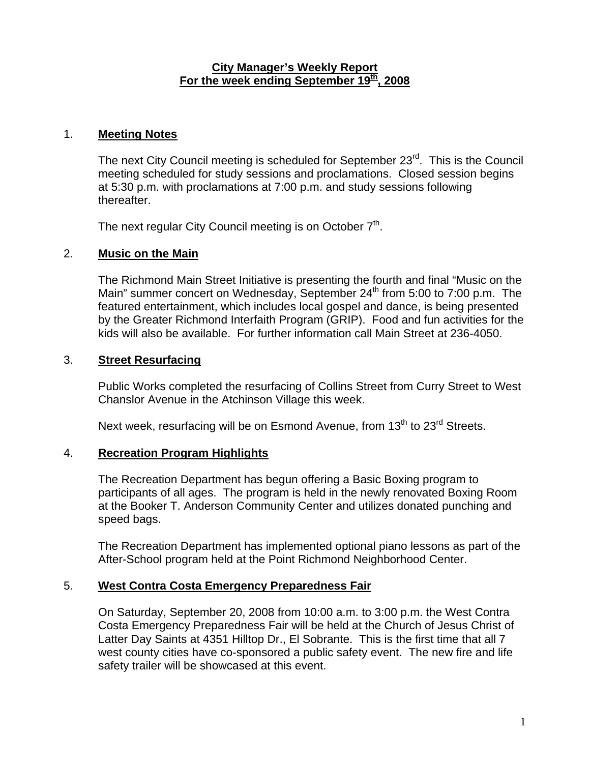# City Manager's Weekly Report
## For the week ending September 19th, 2008

1. **Meeting Notes**

   The next City Council meeting is scheduled for September 23rd. This is the Council meeting scheduled for study sessions and proclamations. Closed session begins at 5:30 p.m. with proclamations at 7:00 p.m. and study sessions following thereafter.

   The next regular City Council meeting is on October 7th.

2. **Music on the Main**

   The Richmond Main Street Initiative is presenting the fourth and final "Music on the Main" summer concert on Wednesday, September 24th from 5:00 to 7:00 p.m. The featured entertainment, which includes local gospel and dance, is being presented by the Greater Richmond Interfaith Program (GRIP). Food and fun activities for the kids will also be available. For further information call Main Street at 236-4050.

3. **Street Resurfacing**

   Public Works completed the resurfacing of Collins Street from Curry Street to West Chanslor Avenue in the Atchinson Village this week.

   Next week, resurfacing will be on Esmond Avenue, from 13th to 23rd Streets.

4. **Recreation Program Highlights**

   The Recreation Department has begun offering a Basic Boxing program to participants of all ages. The program is held in the newly renovated Boxing Room at the Booker T. Anderson Community Center and utilizes donated punching and speed bags.

   The Recreation Department has implemented optional piano lessons as part of the After-School program held at the Point Richmond Neighborhood Center.

5. **West Contra Costa Emergency Preparedness Fair**

   On Saturday, September 20, 2008 from 10:00 a.m. to 3:00 p.m. the West Contra Costa Emergency Preparedness Fair will be held at the Church of Jesus Christ of Latter Day Saints at 4351 Hilltop Dr., El Sobrante. This is the first time that all 7 west county cities have co-sponsored a public safety event. The new fire and life safety trailer will be showcased at this event.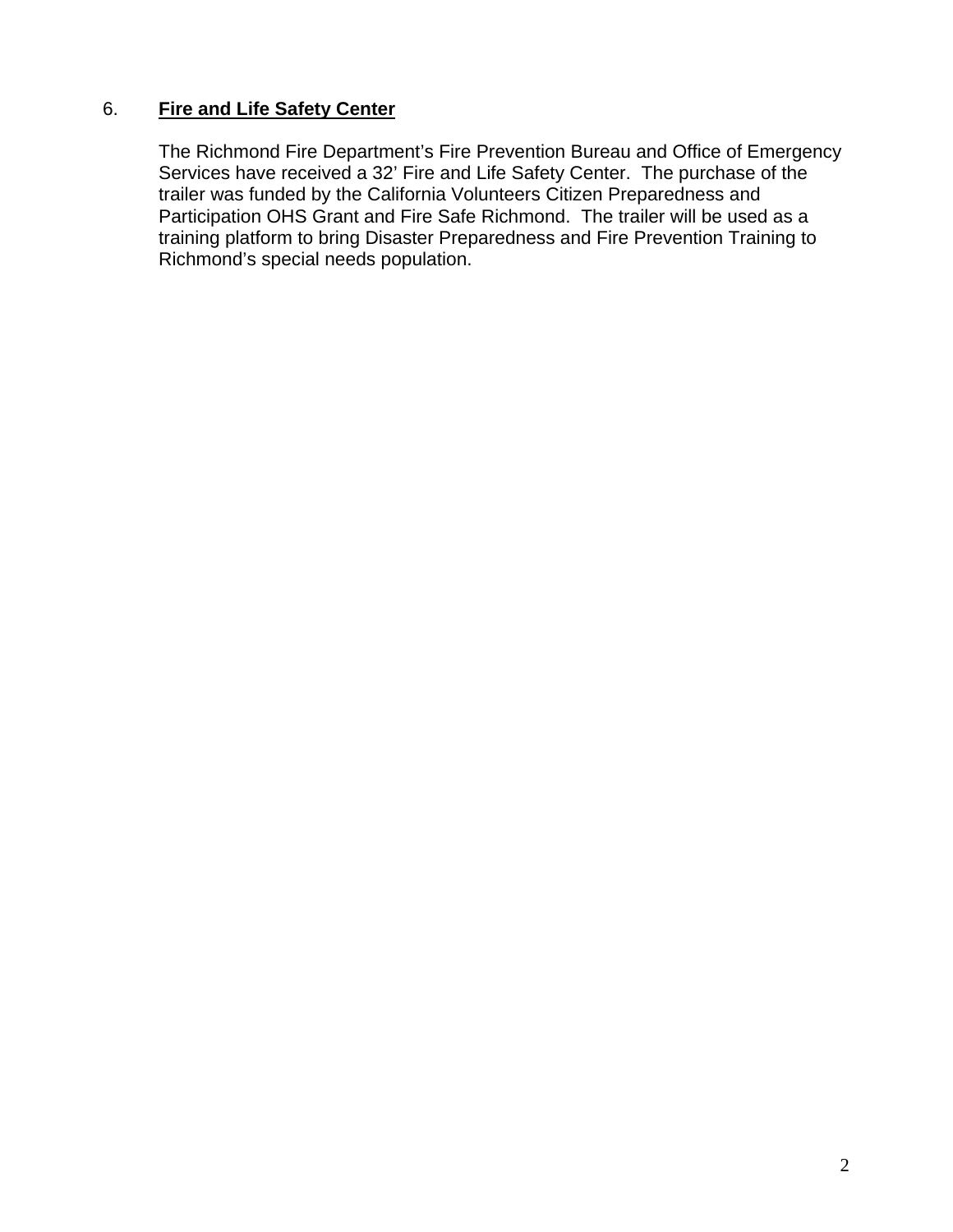6. **Fire and Life Safety Center**

The Richmond Fire Department’s Fire Prevention Bureau and Office of Emergency Services have received a 32’ Fire and Life Safety Center. The purchase of the trailer was funded by the California Volunteers Citizen Preparedness and Participation OHS Grant and Fire Safe Richmond. The trailer will be used as a training platform to bring Disaster Preparedness and Fire Prevention Training to Richmond’s special needs population.